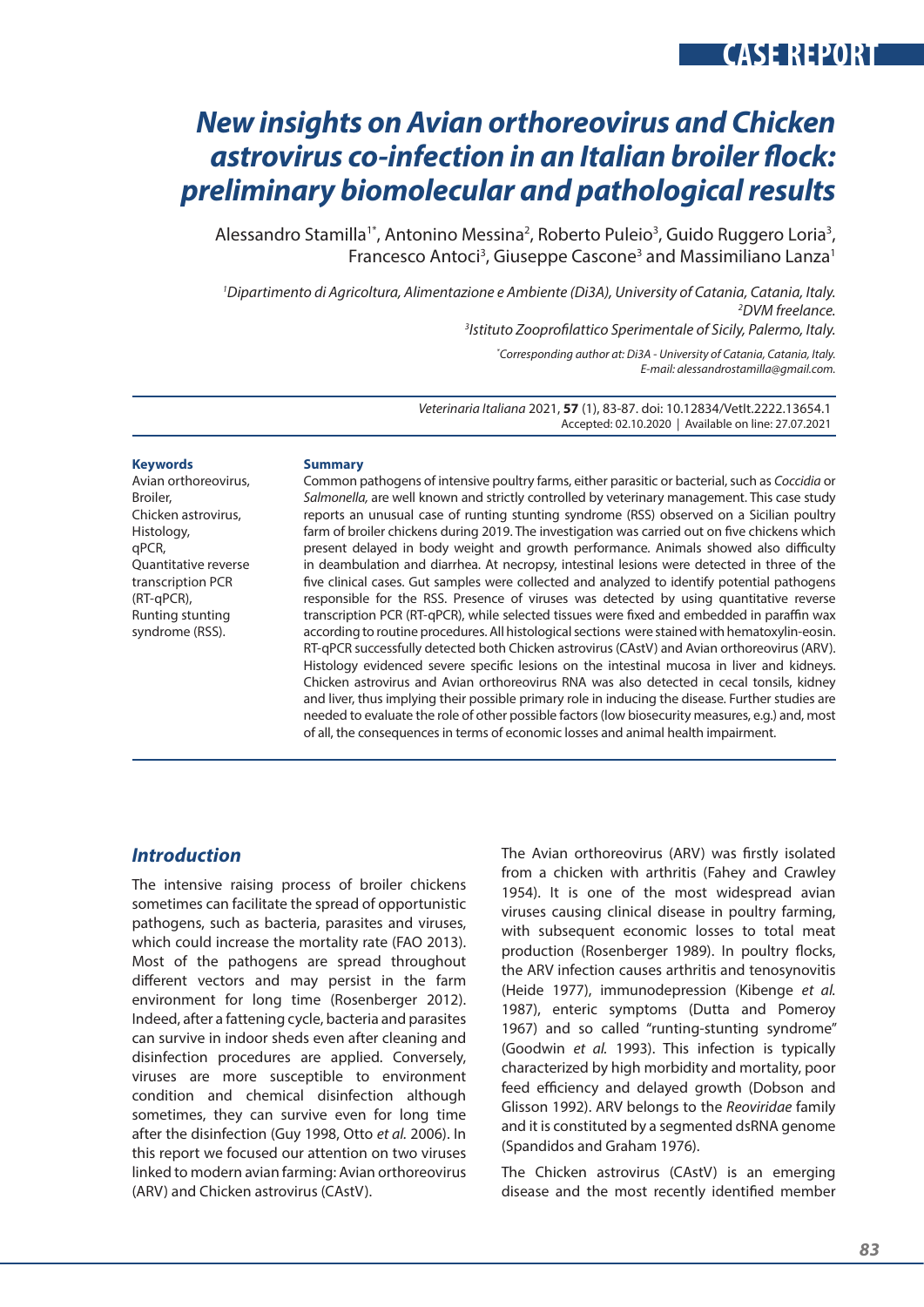CASE REPORT

# New insights on Avian orthoreovirus and Chicken astrovirus co-infection in an Italian broiler flock: preliminary biomolecular and pathological results

Alessandro Stamilla[1*], Antonino Messina[2], Roberto Puleio[3], Guido Ruggero Loria[3], Francesco Antoci[3], Giuseppe Cascone[3] and Massimiliano Lanza[1]

[1]*Dipartimento di Agricoltura, Alimentazione e Ambiente (Di3A), University of Catania, Catania, Italy.*
[2]*DVM freelance.*
[3]*Istituto Zooprofilattico Sperimentale of Sicily, Palermo, Italy.*

[*]*Corresponding author at: Di3A - University of Catania, Catania, Italy.*
*E-mail: alessandrostamilla@gmail.com.*

*Veterinaria Italiana* 2021, **57** (1), 83-87. doi: 10.12834/VetIt.2222.13654.1
Accepted: 02.10.2020 | Available on line: 27.07.2021

**Keywords**
Avian orthoreovirus,
Broiler,
Chicken astrovirus,
Histology,
qPCR,
Quantitative reverse transcription PCR (RT-qPCR),
Runting stunting syndrome (RSS).

**Summary**

Common pathogens of intensive poultry farms, either parasitic or bacterial, such as *Coccidia* or *Salmonella,* are well known and strictly controlled by veterinary management. This case study reports an unusual case of runting stunting syndrome (RSS) observed on a Sicilian poultry farm of broiler chickens during 2019. The investigation was carried out on five chickens which present delayed in body weight and growth performance. Animals showed also difficulty in deambulation and diarrhea. At necropsy, intestinal lesions were detected in three of the five clinical cases. Gut samples were collected and analyzed to identify potential pathogens responsible for the RSS. Presence of viruses was detected by using quantitative reverse transcription PCR (RT-qPCR), while selected tissues were fixed and embedded in paraffin wax according to routine procedures. All histological sections were stained with hematoxylin-eosin. RT-qPCR successfully detected both Chicken astrovirus (CAstV) and Avian orthoreovirus (ARV). Histology evidenced severe specific lesions on the intestinal mucosa in liver and kidneys. Chicken astrovirus and Avian orthoreovirus RNA was also detected in cecal tonsils, kidney and liver, thus implying their possible primary role in inducing the disease. Further studies are needed to evaluate the role of other possible factors (low biosecurity measures, e.g.) and, most of all, the consequences in terms of economic losses and animal health impairment.

## Introduction

The intensive raising process of broiler chickens sometimes can facilitate the spread of opportunistic pathogens, such as bacteria, parasites and viruses, which could increase the mortality rate (FAO 2013). Most of the pathogens are spread throughout different vectors and may persist in the farm environment for long time (Rosenberger 2012). Indeed, after a fattening cycle, bacteria and parasites can survive in indoor sheds even after cleaning and disinfection procedures are applied. Conversely, viruses are more susceptible to environment condition and chemical disinfection although sometimes, they can survive even for long time after the disinfection (Guy 1998, Otto *et al.* 2006). In this report we focused our attention on two viruses linked to modern avian farming: Avian orthoreovirus (ARV) and Chicken astrovirus (CAstV).

The Avian orthoreovirus (ARV) was firstly isolated from a chicken with arthritis (Fahey and Crawley 1954). It is one of the most widespread avian viruses causing clinical disease in poultry farming, with subsequent economic losses to total meat production (Rosenberger 1989). In poultry flocks, the ARV infection causes arthritis and tenosynovitis (Heide 1977), immunodepression (Kibenge *et al.* 1987), enteric symptoms (Dutta and Pomeroy 1967) and so called "runting-stunting syndrome" (Goodwin *et al.* 1993). This infection is typically characterized by high morbidity and mortality, poor feed efficiency and delayed growth (Dobson and Glisson 1992). ARV belongs to the *Reoviridae* family and it is constituted by a segmented dsRNA genome (Spandidos and Graham 1976).

The Chicken astrovirus (CAstV) is an emerging disease and the most recently identified member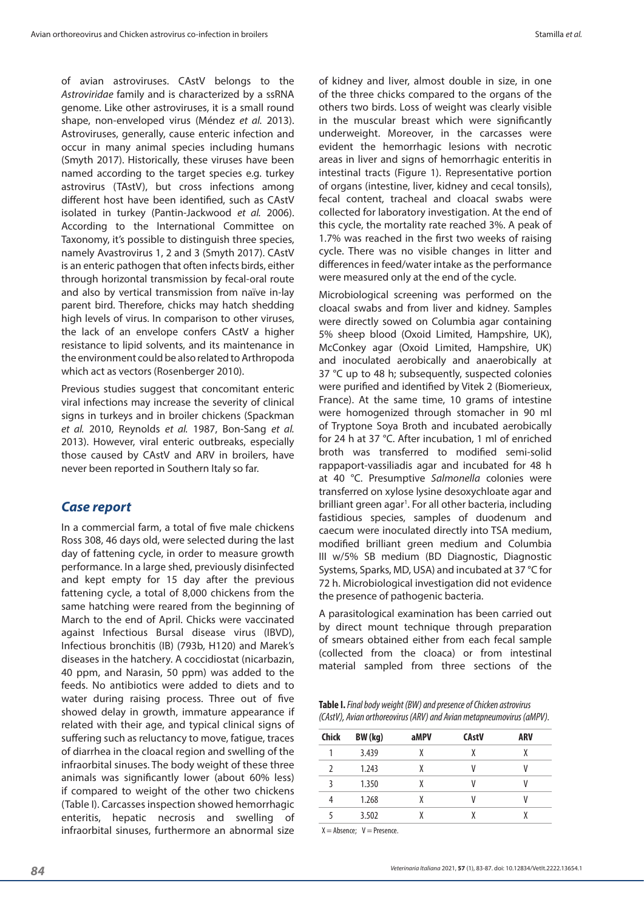of avian astroviruses. CAstV belongs to the *Astroviridae* family and is characterized by a ssRNA genome. Like other astroviruses, it is a small round shape, non-enveloped virus (Méndez *et al.* 2013). Astroviruses, generally, cause enteric infection and occur in many animal species including humans (Smyth 2017). Historically, these viruses have been named according to the target species e.g. turkey astrovirus (TAstV), but cross infections among different host have been identified, such as CAstV isolated in turkey (Pantin-Jackwood *et al.* 2006). According to the International Committee on Taxonomy, it's possible to distinguish three species, namely Avastrovirus 1, 2 and 3 (Smyth 2017). CAstV is an enteric pathogen that often infects birds, either through horizontal transmission by fecal-oral route and also by vertical transmission from naïve in-lay parent bird. Therefore, chicks may hatch shedding high levels of virus. In comparison to other viruses, the lack of an envelope confers CAstV a higher resistance to lipid solvents, and its maintenance in the environment could be also related to Arthropoda which act as vectors (Rosenberger 2010).

Previous studies suggest that concomitant enteric viral infections may increase the severity of clinical signs in turkeys and in broiler chickens (Spackman *et al.* 2010, Reynolds *et al.* 1987, Bon-Sang *et al.* 2013). However, viral enteric outbreaks, especially those caused by CAstV and ARV in broilers, have never been reported in Southern Italy so far.

## Case report

In a commercial farm, a total of five male chickens Ross 308, 46 days old, were selected during the last day of fattening cycle, in order to measure growth performance. In a large shed, previously disinfected and kept empty for 15 day after the previous fattening cycle, a total of 8,000 chickens from the same hatching were reared from the beginning of March to the end of April. Chicks were vaccinated against Infectious Bursal disease virus (IBVD), Infectious bronchitis (IB) (793b, H120) and Marek's diseases in the hatchery. A coccidiostat (nicarbazin, 40 ppm, and Narasin, 50 ppm) was added to the feeds. No antibiotics were added to diets and to water during raising process. Three out of five showed delay in growth, immature appearance if related with their age, and typical clinical signs of suffering such as reluctancy to move, fatigue, traces of diarrhea in the cloacal region and swelling of the infraorbital sinuses. The body weight of these three animals was significantly lower (about 60% less) if compared to weight of the other two chickens (Table I). Carcasses inspection showed hemorrhagic enteritis, hepatic necrosis and swelling of infraorbital sinuses, furthermore an abnormal size of kidney and liver, almost double in size, in one of the three chicks compared to the organs of the others two birds. Loss of weight was clearly visible in the muscular breast which were significantly underweight. Moreover, in the carcasses were evident the hemorrhagic lesions with necrotic areas in liver and signs of hemorrhagic enteritis in intestinal tracts (Figure 1). Representative portion of organs (intestine, liver, kidney and cecal tonsils), fecal content, tracheal and cloacal swabs were collected for laboratory investigation. At the end of this cycle, the mortality rate reached 3%. A peak of 1.7% was reached in the first two weeks of raising cycle. There was no visible changes in litter and differences in feed/water intake as the performance were measured only at the end of the cycle.

Microbiological screening was performed on the cloacal swabs and from liver and kidney. Samples were directly sowed on Columbia agar containing 5% sheep blood (Oxoid Limited, Hampshire, UK), McConkey agar (Oxoid Limited, Hampshire, UK) and inoculated aerobically and anaerobically at 37 °C up to 48 h; subsequently, suspected colonies were purified and identified by Vitek 2 (Biomerieux, France). At the same time, 10 grams of intestine were homogenized through stomacher in 90 ml of Tryptone Soya Broth and incubated aerobically for 24 h at 37 °C. After incubation, 1 ml of enriched broth was transferred to modified semi-solid rappaport-vassiliadis agar and incubated for 48 h at 40 °C. Presumptive *Salmonella* colonies were transferred on xylose lysine desoxychloate agar and brilliant green agar[1]. For all other bacteria, including fastidious species, samples of duodenum and caecum were inoculated directly into TSA medium, modified brilliant green medium and Columbia III w/5% SB medium (BD Diagnostic, Diagnostic Systems, Sparks, MD, USA) and incubated at 37 °C for 72 h. Microbiological investigation did not evidence the presence of pathogenic bacteria.

A parasitological examination has been carried out by direct mount technique through preparation of smears obtained either from each fecal sample (collected from the cloaca) or from intestinal material sampled from three sections of the

**Table I.** *Final body weight (BW) and presence of Chicken astrovirus (CAstV), Avian orthoreovirus (ARV) and Avian metapneumovirus (aMPV).*

| Chick | BW (kg) | aMPV | CAstV | ARV |
|---|---|---|---|---|
| 1 | 3.439 | X | X | X |
| 2 | 1.243 | X | V | V |
| 3 | 1.350 | X | V | V |
| 4 | 1.268 | X | V | V |
| 5 | 3.502 | X | X | X |

X = Absence; V = Presence.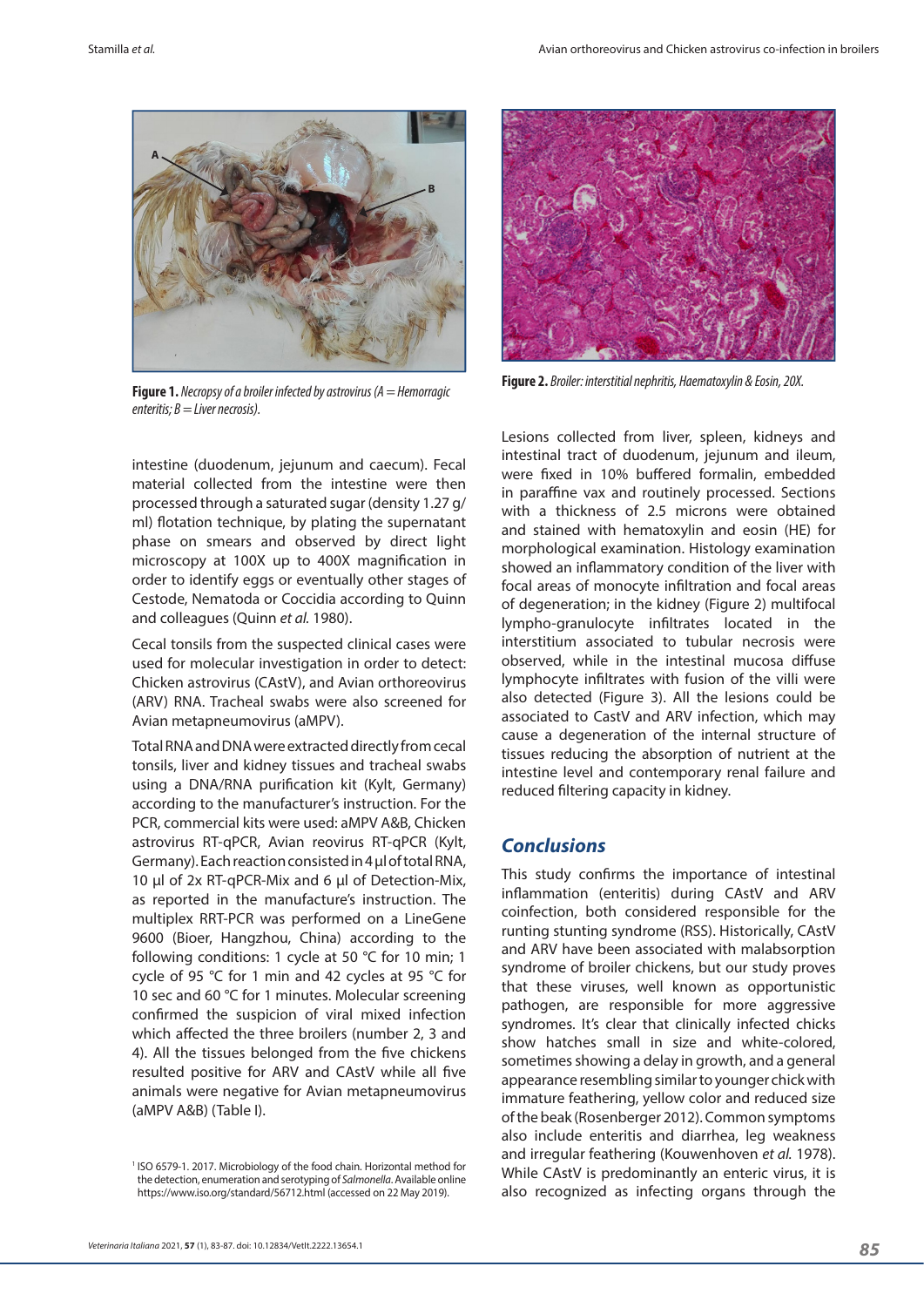**Figure 1.** *Necropsy of a broiler infected by astrovirus (A = Hemorragic enteritis; B = Liver necrosis).*

intestine (duodenum, jejunum and caecum). Fecal material collected from the intestine were then processed through a saturated sugar (density 1.27 g/ml) flotation technique, by plating the supernatant phase on smears and observed by direct light microscopy at 100X up to 400X magnification in order to identify eggs or eventually other stages of Cestode, Nematoda or Coccidia according to Quinn and colleagues (Quinn *et al.* 1980).

Cecal tonsils from the suspected clinical cases were used for molecular investigation in order to detect: Chicken astrovirus (CAstV), and Avian orthoreovirus (ARV) RNA. Tracheal swabs were also screened for Avian metapneumovirus (aMPV).

Total RNA and DNA were extracted directly from cecal tonsils, liver and kidney tissues and tracheal swabs using a DNA/RNA purification kit (Kylt, Germany) according to the manufacturer's instruction. For the PCR, commercial kits were used: aMPV A&B, Chicken astrovirus RT-qPCR, Avian reovirus RT-qPCR (Kylt, Germany). Each reaction consisted in 4 µl of total RNA, 10 µl of 2x RT-qPCR-Mix and 6 µl of Detection-Mix, as reported in the manufacture's instruction. The multiplex RRT-PCR was performed on a LineGene 9600 (Bioer, Hangzhou, China) according to the following conditions: 1 cycle at 50 °C for 10 min; 1 cycle of 95 °C for 1 min and 42 cycles at 95 °C for 10 sec and 60 °C for 1 minutes. Molecular screening confirmed the suspicion of viral mixed infection which affected the three broilers (number 2, 3 and 4). All the tissues belonged from the five chickens resulted positive for ARV and CAstV while all five animals were negative for Avian metapneumovirus (aMPV A&B) (Table I).

[1] ISO 6579-1. 2017. Microbiology of the food chain. Horizontal method for the detection, enumeration and serotyping of *Salmonella*. Available online https://www.iso.org/standard/56712.html (accessed on 22 May 2019).

**Figure 2.** *Broiler: interstitial nephritis, Haematoxylin & Eosin, 20X.*

Lesions collected from liver, spleen, kidneys and intestinal tract of duodenum, jejunum and ileum, were fixed in 10% buffered formalin, embedded in paraffine vax and routinely processed. Sections with a thickness of 2.5 microns were obtained and stained with hematoxylin and eosin (HE) for morphological examination. Histology examination showed an inflammatory condition of the liver with focal areas of monocyte infiltration and focal areas of degeneration; in the kidney (Figure 2) multifocal lympho-granulocyte infiltrates located in the interstitium associated to tubular necrosis were observed, while in the intestinal mucosa diffuse lymphocyte infiltrates with fusion of the villi were also detected (Figure 3). All the lesions could be associated to CastV and ARV infection, which may cause a degeneration of the internal structure of tissues reducing the absorption of nutrient at the intestine level and contemporary renal failure and reduced filtering capacity in kidney.

## Conclusions

This study confirms the importance of intestinal inflammation (enteritis) during CAstV and ARV coinfection, both considered responsible for the runting stunting syndrome (RSS). Historically, CAstV and ARV have been associated with malabsorption syndrome of broiler chickens, but our study proves that these viruses, well known as opportunistic pathogen, are responsible for more aggressive syndromes. It's clear that clinically infected chicks show hatches small in size and white-colored, sometimes showing a delay in growth, and a general appearance resembling similar to younger chick with immature feathering, yellow color and reduced size of the beak (Rosenberger 2012). Common symptoms also include enteritis and diarrhea, leg weakness and irregular feathering (Kouwenhoven *et al.* 1978). While CAstV is predominantly an enteric virus, it is also recognized as infecting organs through the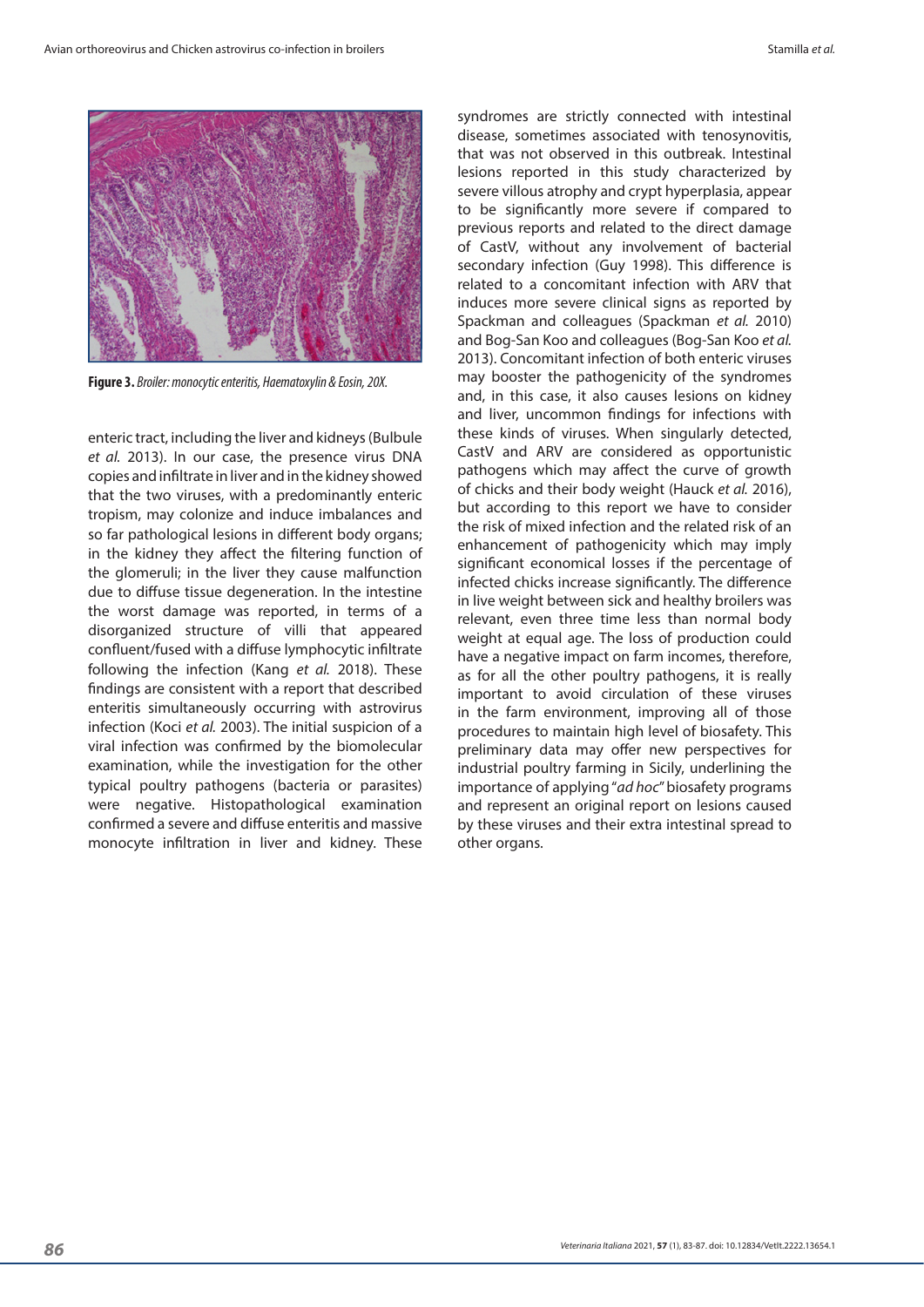**Figure 3.** *Broiler: monocytic enteritis, Haematoxylin & Eosin, 20X.*

enteric tract, including the liver and kidneys (Bulbule *et al.* 2013). In our case, the presence virus DNA copies and infiltrate in liver and in the kidney showed that the two viruses, with a predominantly enteric tropism, may colonize and induce imbalances and so far pathological lesions in different body organs; in the kidney they affect the filtering function of the glomeruli; in the liver they cause malfunction due to diffuse tissue degeneration. In the intestine the worst damage was reported, in terms of a disorganized structure of villi that appeared confluent/fused with a diffuse lymphocytic infiltrate following the infection (Kang *et al.* 2018). These findings are consistent with a report that described enteritis simultaneously occurring with astrovirus infection (Koci *et al.* 2003). The initial suspicion of a viral infection was confirmed by the biomolecular examination, while the investigation for the other typical poultry pathogens (bacteria or parasites) were negative. Histopathological examination confirmed a severe and diffuse enteritis and massive monocyte infiltration in liver and kidney. These syndromes are strictly connected with intestinal disease, sometimes associated with tenosynovitis, that was not observed in this outbreak. Intestinal lesions reported in this study characterized by severe villous atrophy and crypt hyperplasia, appear to be significantly more severe if compared to previous reports and related to the direct damage of CastV, without any involvement of bacterial secondary infection (Guy 1998). This difference is related to a concomitant infection with ARV that induces more severe clinical signs as reported by Spackman and colleagues (Spackman *et al.* 2010) and Bog-San Koo and colleagues (Bog-San Koo *et al.* 2013). Concomitant infection of both enteric viruses may booster the pathogenicity of the syndromes and, in this case, it also causes lesions on kidney and liver, uncommon findings for infections with these kinds of viruses. When singularly detected, CastV and ARV are considered as opportunistic pathogens which may affect the curve of growth of chicks and their body weight (Hauck *et al.* 2016), but according to this report we have to consider the risk of mixed infection and the related risk of an enhancement of pathogenicity which may imply significant economical losses if the percentage of infected chicks increase significantly. The difference in live weight between sick and healthy broilers was relevant, even three time less than normal body weight at equal age. The loss of production could have a negative impact on farm incomes, therefore, as for all the other poultry pathogens, it is really important to avoid circulation of these viruses in the farm environment, improving all of those procedures to maintain high level of biosafety. This preliminary data may offer new perspectives for industrial poultry farming in Sicily, underlining the importance of applying "*ad hoc*" biosafety programs and represent an original report on lesions caused by these viruses and their extra intestinal spread to other organs.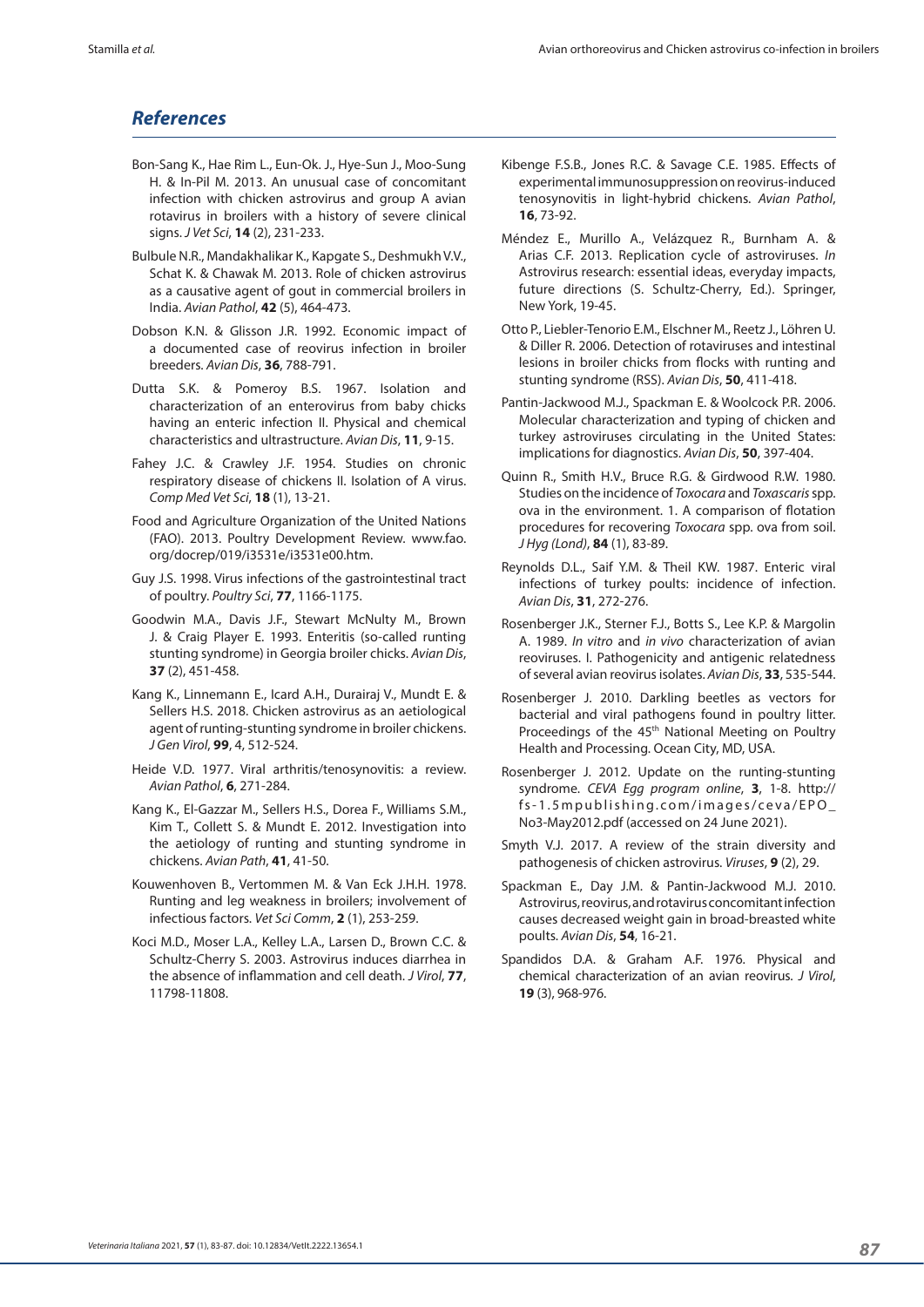## *References*

Bon-Sang K., Hae Rim L., Eun-Ok. J., Hye-Sun J., Moo-Sung H. & In-Pil M. 2013. An unusual case of concomitant infection with chicken astrovirus and group A avian rotavirus in broilers with a history of severe clinical signs. *J Vet Sci*, **14** (2), 231-233.

Bulbule N.R., Mandakhalikar K., Kapgate S., Deshmukh V.V., Schat K. & Chawak M. 2013. Role of chicken astrovirus as a causative agent of gout in commercial broilers in India. *Avian Pathol*, **42** (5), 464-473.

Dobson K.N. & Glisson J.R. 1992. Economic impact of a documented case of reovirus infection in broiler breeders. *Avian Dis*, **36**, 788-791.

Dutta S.K. & Pomeroy B.S. 1967. Isolation and characterization of an enterovirus from baby chicks having an enteric infection II. Physical and chemical characteristics and ultrastructure. *Avian Dis*, **11**, 9-15.

Fahey J.C. & Crawley J.F. 1954. Studies on chronic respiratory disease of chickens II. Isolation of A virus. *Comp Med Vet Sci*, **18** (1), 13-21.

Food and Agriculture Organization of the United Nations (FAO). 2013. Poultry Development Review. www.fao.org/docrep/019/i3531e/i3531e00.htm.

Guy J.S. 1998. Virus infections of the gastrointestinal tract of poultry. *Poultry Sci*, **77**, 1166-1175.

Goodwin M.A., Davis J.F., Stewart McNulty M., Brown J. & Craig Player E. 1993. Enteritis (so-called runting stunting syndrome) in Georgia broiler chicks. *Avian Dis*, **37** (2), 451-458.

Kang K., Linnemann E., Icard A.H., Durairaj V., Mundt E. & Sellers H.S. 2018. Chicken astrovirus as an aetiological agent of runting-stunting syndrome in broiler chickens. *J Gen Virol*, **99**, 4, 512-524.

Heide V.D. 1977. Viral arthritis/tenosynovitis: a review. *Avian Pathol*, **6**, 271-284.

Kang K., El-Gazzar M., Sellers H.S., Dorea F., Williams S.M., Kim T., Collett S. & Mundt E. 2012. Investigation into the aetiology of runting and stunting syndrome in chickens. *Avian Path*, **41**, 41-50.

Kouwenhoven B., Vertommen M. & Van Eck J.H.H. 1978. Runting and leg weakness in broilers; involvement of infectious factors. *Vet Sci Comm*, **2** (1), 253-259.

Koci M.D., Moser L.A., Kelley L.A., Larsen D., Brown C.C. & Schultz-Cherry S. 2003. Astrovirus induces diarrhea in the absence of inflammation and cell death. *J Virol*, **77**, 11798-11808.

Kibenge F.S.B., Jones R.C. & Savage C.E. 1985. Effects of experimental immunosuppression on reovirus-induced tenosynovitis in light-hybrid chickens. *Avian Pathol*, **16**, 73-92.

Méndez E., Murillo A., Velázquez R., Burnham A. & Arias C.F. 2013. Replication cycle of astroviruses. *In* Astrovirus research: essential ideas, everyday impacts, future directions (S. Schultz-Cherry, Ed.). Springer, New York, 19-45.

Otto P., Liebler-Tenorio E.M., Elschner M., Reetz J., Löhren U. & Diller R. 2006. Detection of rotaviruses and intestinal lesions in broiler chicks from flocks with runting and stunting syndrome (RSS). *Avian Dis*, **50**, 411-418.

Pantin-Jackwood M.J., Spackman E. & Woolcock P.R. 2006. Molecular characterization and typing of chicken and turkey astroviruses circulating in the United States: implications for diagnostics. *Avian Dis*, **50**, 397-404.

Quinn R., Smith H.V., Bruce R.G. & Girdwood R.W. 1980. Studies on the incidence of *Toxocara* and *Toxascaris* spp. ova in the environment. 1. A comparison of flotation procedures for recovering *Toxocara* spp. ova from soil. *J Hyg (Lond)*, **84** (1), 83-89.

Reynolds D.L., Saif Y.M. & Theil K.W. 1987. Enteric viral infections of turkey poults: incidence of infection. *Avian Dis*, **31**, 272-276.

Rosenberger J.K., Sterner F.J., Botts S., Lee K.P. & Margolin A. 1989. *In vitro* and *in vivo* characterization of avian reoviruses. I. Pathogenicity and antigenic relatedness of several avian reovirus isolates. *Avian Dis*, **33**, 535-544.

Rosenberger J. 2010. Darkling beetles as vectors for bacterial and viral pathogens found in poultry litter. Proceedings of the 45th National Meeting on Poultry Health and Processing. Ocean City, MD, USA.

Rosenberger J. 2012. Update on the runting-stunting syndrome. *CEVA Egg program online*, **3**, 1-8. http://fs-1.5mpublishing.com/images/ceva/EPO_No3-May2012.pdf (accessed on 24 June 2021).

Smyth V.J. 2017. A review of the strain diversity and pathogenesis of chicken astrovirus. *Viruses*, **9** (2), 29.

Spackman E., Day J.M. & Pantin-Jackwood M.J. 2010. Astrovirus, reovirus, and rotavirus concomitant infection causes decreased weight gain in broad-breasted white poults. *Avian Dis*, **54**, 16-21.

Spandidos D.A. & Graham A.F. 1976. Physical and chemical characterization of an avian reovirus. *J Virol*, **19** (3), 968-976.